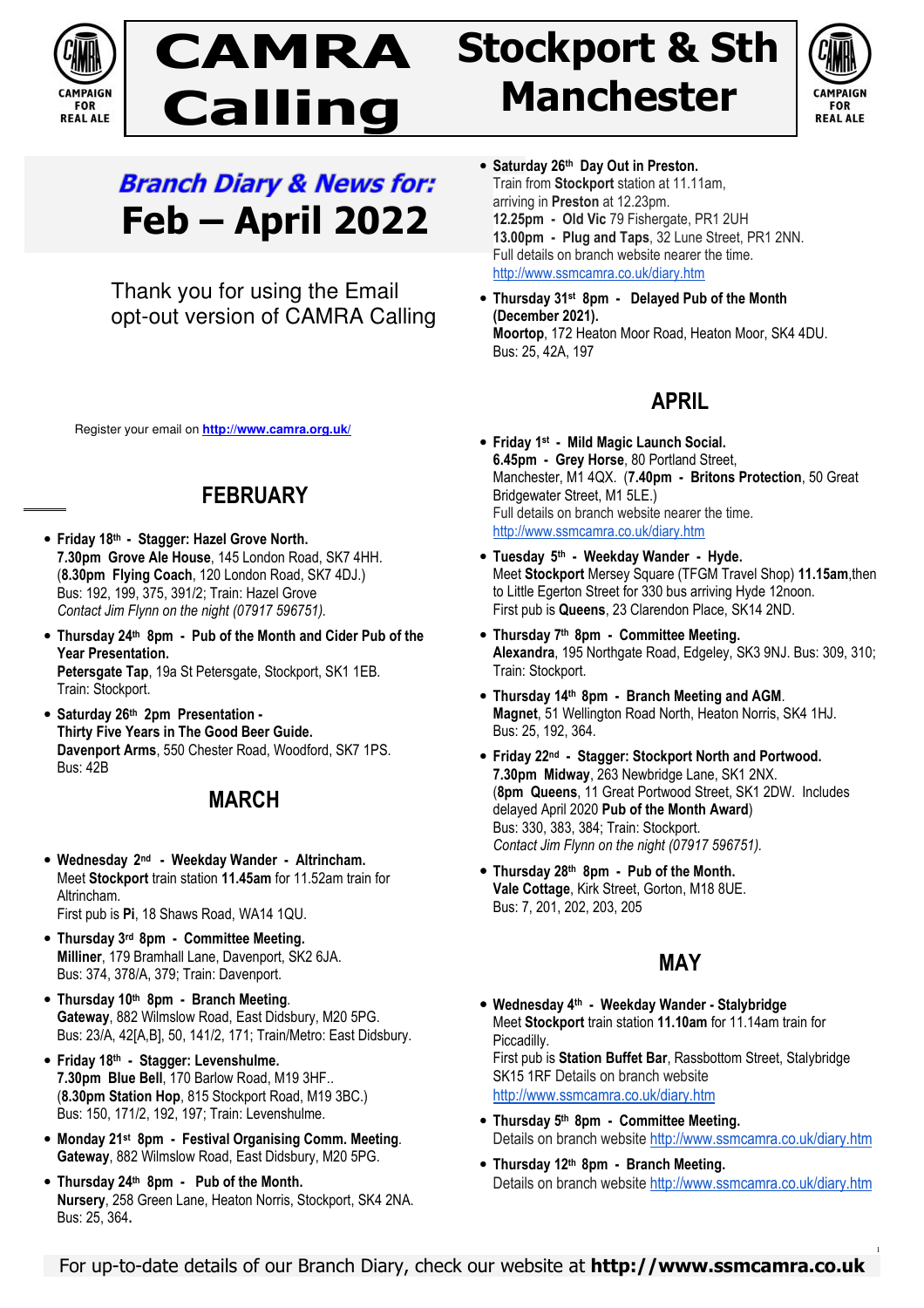# CAMRA Calling

# Stockport & Sth Manchester

## Branch Diary & News for: Feb – April 2022

Thank you for using the Email opt-out version of CAMRA Calling

Register your email on **http://www.camra.org.uk/**

## FEBRUARY

- **Friday 18th - Stagger: Hazel Grove North.**
  **7.30pm Grove Ale House**, 145 London Road, SK7 4HH.
  (**8.30pm Flying Coach**, 120 London Road, SK7 4DJ.)
  Bus: 192, 199, 375, 391/2; Train: Hazel Grove
  *Contact Jim Flynn on the night (07917 596751).*
- **Thursday 24th 8pm - Pub of the Month and Cider Pub of the Year Presentation.**
  **Petersgate Tap**, 19a St Petersgate, Stockport, SK1 1EB.
  Train: Stockport.
- **Saturday 26th 2pm Presentation - Thirty Five Years in The Good Beer Guide.**
  **Davenport Arms**, 550 Chester Road, Woodford, SK7 1PS.
  Bus: 42B

## MARCH

- **Wednesday 2nd - Weekday Wander - Altrincham.**
  Meet **Stockport** train station **11.45am** for 11.52am train for Altrincham.
  First pub is **Pi**, 18 Shaws Road, WA14 1QU.
- **Thursday 3rd 8pm - Committee Meeting.**
  **Milliner**, 179 Bramhall Lane, Davenport, SK2 6JA.
  Bus: 374, 378/A, 379; Train: Davenport.
- **Thursday 10th 8pm - Branch Meeting**.
  **Gateway**, 882 Wilmslow Road, East Didsbury, M20 5PG.
  Bus: 23/A, 42[A,B], 50, 141/2, 171; Train/Metro: East Didsbury.
- **Friday 18th - Stagger: Levenshulme.**
  **7.30pm Blue Bell**, 170 Barlow Road, M19 3HF..
  (**8.30pm Station Hop**, 815 Stockport Road, M19 3BC.)
  Bus: 150, 171/2, 192, 197; Train: Levenshulme.
- **Monday 21st 8pm - Festival Organising Comm. Meeting**.
  **Gateway**, 882 Wilmslow Road, East Didsbury, M20 5PG.
- **Thursday 24th 8pm - Pub of the Month.**
  **Nursery**, 258 Green Lane, Heaton Norris, Stockport, SK4 2NA.
  Bus: 25, 364**.**
- **Saturday 26th Day Out in Preston.**
  Train from **Stockport** station at 11.11am, arriving in **Preston** at 12.23pm.
  **12.25pm - Old Vic** 79 Fishergate, PR1 2UH
  **13.00pm - Plug and Taps**, 32 Lune Street, PR1 2NN.
  Full details on branch website nearer the time.
  http://www.ssmcamra.co.uk/diary.htm
- **Thursday 31st 8pm - Delayed Pub of the Month (December 2021).**
  **Moortop**, 172 Heaton Moor Road, Heaton Moor, SK4 4DU.
  Bus: 25, 42A, 197

## APRIL

- **Friday 1st - Mild Magic Launch Social.**
  **6.45pm - Grey Horse**, 80 Portland Street, Manchester, M1 4QX. (**7.40pm - Britons Protection**, 50 Great Bridgewater Street, M1 5LE.)
  Full details on branch website nearer the time.
  http://www.ssmcamra.co.uk/diary.htm
- **Tuesday 5th - Weekday Wander - Hyde.**
  Meet **Stockport** Mersey Square (TFGM Travel Shop) **11.15am**,then to Little Egerton Street for 330 bus arriving Hyde 12noon.
  First pub is **Queens**, 23 Clarendon Place, SK14 2ND.
- **Thursday 7th 8pm - Committee Meeting.**
  **Alexandra**, 195 Northgate Road, Edgeley, SK3 9NJ. Bus: 309, 310; Train: Stockport.
- **Thursday 14th 8pm - Branch Meeting and AGM**.
  **Magnet**, 51 Wellington Road North, Heaton Norris, SK4 1HJ.
  Bus: 25, 192, 364.
- **Friday 22nd - Stagger: Stockport North and Portwood.**
  **7.30pm Midway**, 263 Newbridge Lane, SK1 2NX.
  (**8pm Queens**, 11 Great Portwood Street, SK1 2DW. Includes delayed April 2020 **Pub of the Month Award**)
  Bus: 330, 383, 384; Train: Stockport.
  *Contact Jim Flynn on the night (07917 596751).*
- **Thursday 28th 8pm - Pub of the Month.**
  **Vale Cottage**, Kirk Street, Gorton, M18 8UE.
  Bus: 7, 201, 202, 203, 205

## MAY

- **Wednesday 4th - Weekday Wander - Stalybridge**
  Meet **Stockport** train station **11.10am** for 11.14am train for Piccadilly.
  First pub is **Station Buffet Bar**, Rassbottom Street, Stalybridge SK15 1RF Details on branch website
  http://www.ssmcamra.co.uk/diary.htm
- **Thursday 5th 8pm - Committee Meeting.**
  Details on branch website http://www.ssmcamra.co.uk/diary.htm
- **Thursday 12th 8pm - Branch Meeting.**
  Details on branch website http://www.ssmcamra.co.uk/diary.htm

For up-to-date details of our Branch Diary, check our website at **http://www.ssmcamra.co.uk**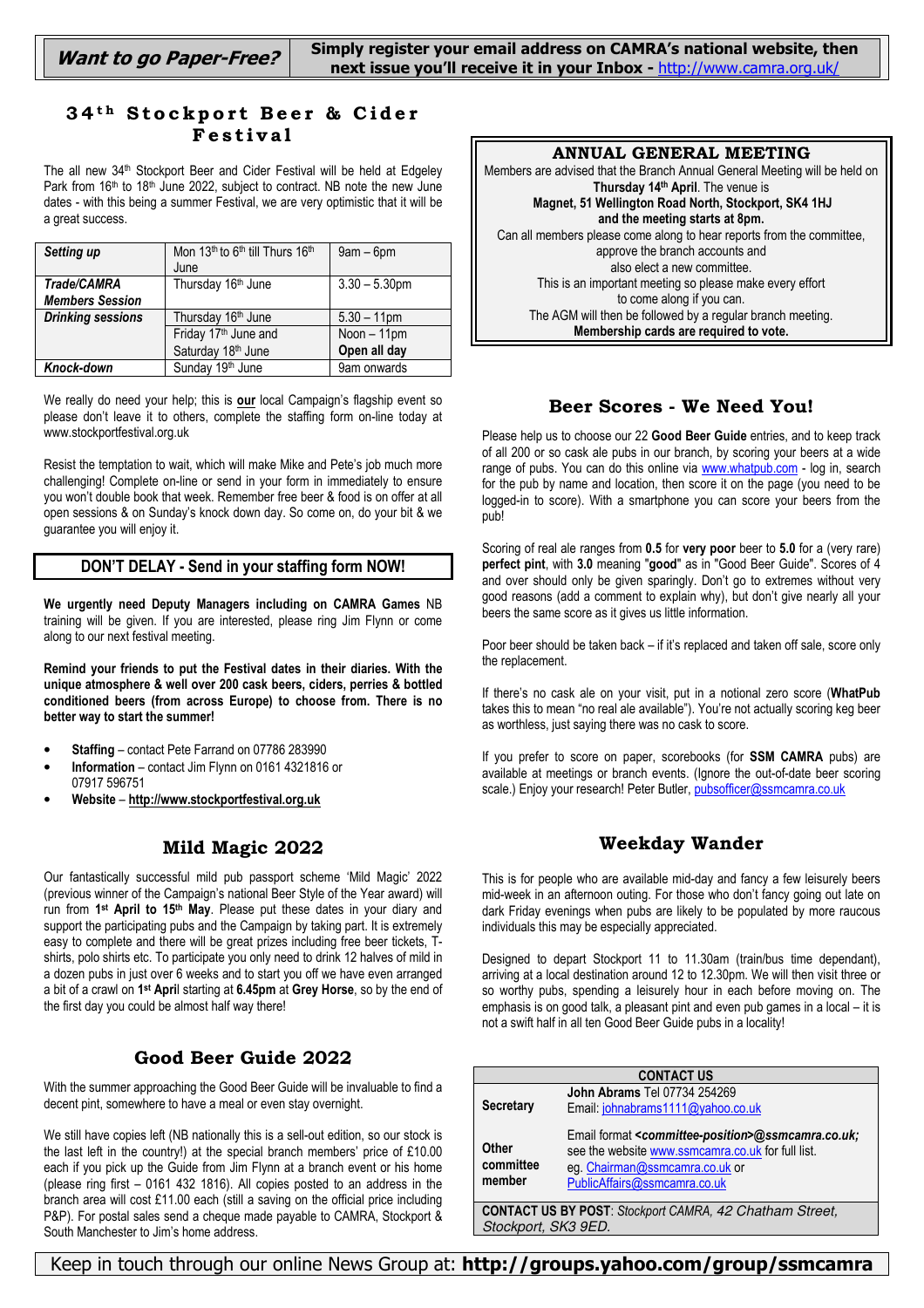**Want to go Paper-Free?** — **Simply register your email address on CAMRA's national website, then next issue you'll receive it in your Inbox - http://www.camra.org.uk/**

## 34th Stockport Beer & Cider Festival

The all new 34th Stockport Beer and Cider Festival will be held at Edgeley Park from 16th to 18th June 2022, subject to contract. NB note the new June dates - with this being a summer Festival, we are very optimistic that it will be a great success.

| | | |
|---|---|---|
| ***Setting up*** | Mon 13th to 6th till Thurs 16th June | 9am – 6pm |
| ***Trade/CAMRA Members Session*** | Thursday 16th June | 3.30 – 5.30pm |
| ***Drinking sessions*** | Thursday 16th June | 5.30 – 11pm |
| | Friday 17th June and Saturday 18th June | Noon – 11pm **Open all day** |
| ***Knock-down*** | Sunday 19th June | 9am onwards |

We really do need your help; this is **our** local Campaign's flagship event so please don't leave it to others, complete the staffing form on-line today at www.stockportfestival.org.uk

Resist the temptation to wait, which will make Mike and Pete's job much more challenging! Complete on-line or send in your form in immediately to ensure you won't double book that week. Remember free beer & food is on offer at all open sessions & on Sunday's knock down day. So come on, do your bit & we guarantee you will enjoy it.

**DON'T DELAY - Send in your staffing form NOW!**

**We urgently need Deputy Managers including on CAMRA Games** NB training will be given. If you are interested, please ring Jim Flynn or come along to our next festival meeting.

**Remind your friends to put the Festival dates in their diaries. With the unique atmosphere & well over 200 cask beers, ciders, perries & bottled conditioned beers (from across Europe) to choose from. There is no better way to start the summer!**

- **Staffing** – contact Pete Farrand on 07786 283990
- **Information** – contact Jim Flynn on 0161 4321816 or 07917 596751
- **Website** – **http://www.stockportfestival.org.uk**

## Mild Magic 2022

Our fantastically successful mild pub passport scheme 'Mild Magic' 2022 (previous winner of the Campaign's national Beer Style of the Year award) will run from **1st April to 15th May**. Please put these dates in your diary and support the participating pubs and the Campaign by taking part. It is extremely easy to complete and there will be great prizes including free beer tickets, T-shirts, polo shirts etc. To participate you only need to drink 12 halves of mild in a dozen pubs in just over 6 weeks and to start you off we have even arranged a bit of a crawl on **1st April** starting at **6.45pm** at **Grey Horse**, so by the end of the first day you could be almost half way there!

## Good Beer Guide 2022

With the summer approaching the Good Beer Guide will be invaluable to find a decent pint, somewhere to have a meal or even stay overnight.

We still have copies left (NB nationally this is a sell-out edition, so our stock is the last left in the country!) at the special branch members' price of £10.00 each if you pick up the Guide from Jim Flynn at a branch event or his home (please ring first – 0161 432 1816). All copies posted to an address in the branch area will cost £11.00 each (still a saving on the official price including P&P). For postal sales send a cheque made payable to CAMRA, Stockport & South Manchester to Jim's home address.

## ANNUAL GENERAL MEETING

Members are advised that the Branch Annual General Meeting will be held on **Thursday 14th April**. The venue is **Magnet, 51 Wellington Road North, Stockport, SK4 1HJ and the meeting starts at 8pm.**
Can all members please come along to hear reports from the committee, approve the branch accounts and also elect a new committee.
This is an important meeting so please make every effort to come along if you can.
The AGM will then be followed by a regular branch meeting.
**Membership cards are required to vote.**

## Beer Scores - We Need You!

Please help us to choose our 22 **Good Beer Guide** entries, and to keep track of all 200 or so cask ale pubs in our branch, by scoring your beers at a wide range of pubs. You can do this online via www.whatpub.com - log in, search for the pub by name and location, then score it on the page (you need to be logged-in to score). With a smartphone you can score your beers from the pub!

Scoring of real ale ranges from **0.5** for **very poor** beer to **5.0** for a (very rare) **perfect pint**, with **3.0** meaning "**good**" as in "Good Beer Guide". Scores of 4 and over should only be given sparingly. Don't go to extremes without very good reasons (add a comment to explain why), but don't give nearly all your beers the same score as it gives us little information.

Poor beer should be taken back – if it's replaced and taken off sale, score only the replacement.

If there's no cask ale on your visit, put in a notional zero score (**WhatPub** takes this to mean "no real ale available"). You're not actually scoring keg beer as worthless, just saying there was no cask to score.

If you prefer to score on paper, scorebooks (for **SSM CAMRA** pubs) are available at meetings or branch events. (Ignore the out-of-date beer scoring scale.) Enjoy your research! Peter Butler, pubsofficer@ssmcamra.co.uk

## Weekday Wander

This is for people who are available mid-day and fancy a few leisurely beers mid-week in an afternoon outing. For those who don't fancy going out late on dark Friday evenings when pubs are likely to be populated by more raucous individuals this may be especially appreciated.

Designed to depart Stockport 11 to 11.30am (train/bus time dependant), arriving at a local destination around 12 to 12.30pm. We will then visit three or so worthy pubs, spending a leisurely hour in each before moving on. The emphasis is on good talk, a pleasant pint and even pub games in a local – it is not a swift half in all ten Good Beer Guide pubs in a locality!

| **CONTACT US** | |
|---|---|
| **Secretary** | **John Abrams** Tel 07734 254269<br>Email: johnabrams1111@yahoo.co.uk |
| **Other committee member** | Email format ***<committee-position>@ssmcamra.co.uk;*** see the website www.ssmcamra.co.uk for full list. eg. Chairman@ssmcamra.co.uk or PublicAffairs@ssmcamra.co.uk |
| **CONTACT US BY POST**: *Stockport CAMRA, 42 Chatham Street, Stockport, SK3 9ED.* | |

Keep in touch through our online News Group at: **http://groups.yahoo.com/group/ssmcamra**